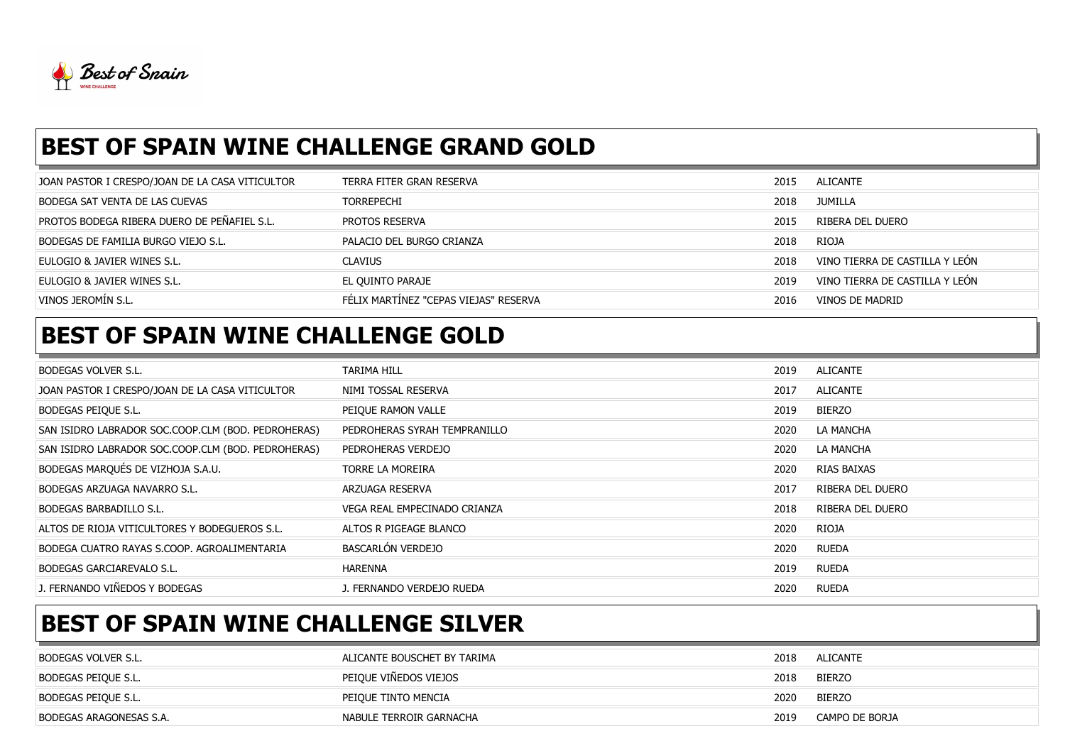## BEST OF SPAIN WINE CHALLENGE GRAND GOLD

| | | | |
|---|---|---|---|
| JOAN PASTOR I CRESPO/JOAN DE LA CASA VITICULTOR | TERRA FITER GRAN RESERVA | 2015 | ALICANTE |
| BODEGA SAT VENTA DE LAS CUEVAS | TORREPECHI | 2018 | JUMILLA |
| PROTOS BODEGA RIBERA DUERO DE PEÑAFIEL S.L. | PROTOS RESERVA | 2015 | RIBERA DEL DUERO |
| BODEGAS DE FAMILIA BURGO VIEJO S.L. | PALACIO DEL BURGO CRIANZA | 2018 | RIOJA |
| EULOGIO & JAVIER WINES S.L. | CLAVIUS | 2018 | VINO TIERRA DE CASTILLA Y LEÓN |
| EULOGIO & JAVIER WINES S.L. | EL QUINTO PARAJE | 2019 | VINO TIERRA DE CASTILLA Y LEÓN |
| VINOS JEROMÍN S.L. | FÉLIX MARTÍNEZ "CEPAS VIEJAS" RESERVA | 2016 | VINOS DE MADRID |

## BEST OF SPAIN WINE CHALLENGE GOLD

| | | | |
|---|---|---|---|
| BODEGAS VOLVER S.L. | TARIMA HILL | 2019 | ALICANTE |
| JOAN PASTOR I CRESPO/JOAN DE LA CASA VITICULTOR | NIMI TOSSAL RESERVA | 2017 | ALICANTE |
| BODEGAS PEIQUE S.L. | PEIQUE RAMON VALLE | 2019 | BIERZO |
| SAN ISIDRO LABRADOR SOC.COOP.CLM (BOD. PEDROHERAS) | PEDROHERAS SYRAH TEMPRANILLO | 2020 | LA MANCHA |
| SAN ISIDRO LABRADOR SOC.COOP.CLM (BOD. PEDROHERAS) | PEDROHERAS VERDEJO | 2020 | LA MANCHA |
| BODEGAS MARQUÉS DE VIZHOJA S.A.U. | TORRE LA MOREIRA | 2020 | RIAS BAIXAS |
| BODEGAS ARZUAGA NAVARRO S.L. | ARZUAGA RESERVA | 2017 | RIBERA DEL DUERO |
| BODEGAS BARBADILLO S.L. | VEGA REAL EMPECINADO CRIANZA | 2018 | RIBERA DEL DUERO |
| ALTOS DE RIOJA VITICULTORES Y BODEGUEROS S.L. | ALTOS R PIGEAGE BLANCO | 2020 | RIOJA |
| BODEGA CUATRO RAYAS S.COOP. AGROALIMENTARIA | BASCARLÓN VERDEJO | 2020 | RUEDA |
| BODEGAS GARCIAREVALO S.L. | HARENNA | 2019 | RUEDA |
| J. FERNANDO VIÑEDOS Y BODEGAS | J. FERNANDO VERDEJO RUEDA | 2020 | RUEDA |

## BEST OF SPAIN WINE CHALLENGE SILVER

| | | | |
|---|---|---|---|
| BODEGAS VOLVER S.L. | ALICANTE BOUSCHET BY TARIMA | 2018 | ALICANTE |
| BODEGAS PEIQUE S.L. | PEIQUE VIÑEDOS VIEJOS | 2018 | BIERZO |
| BODEGAS PEIQUE S.L. | PEIQUE TINTO MENCIA | 2020 | BIERZO |
| BODEGAS ARAGONESAS S.A. | NABULE TERROIR GARNACHA | 2019 | CAMPO DE BORJA |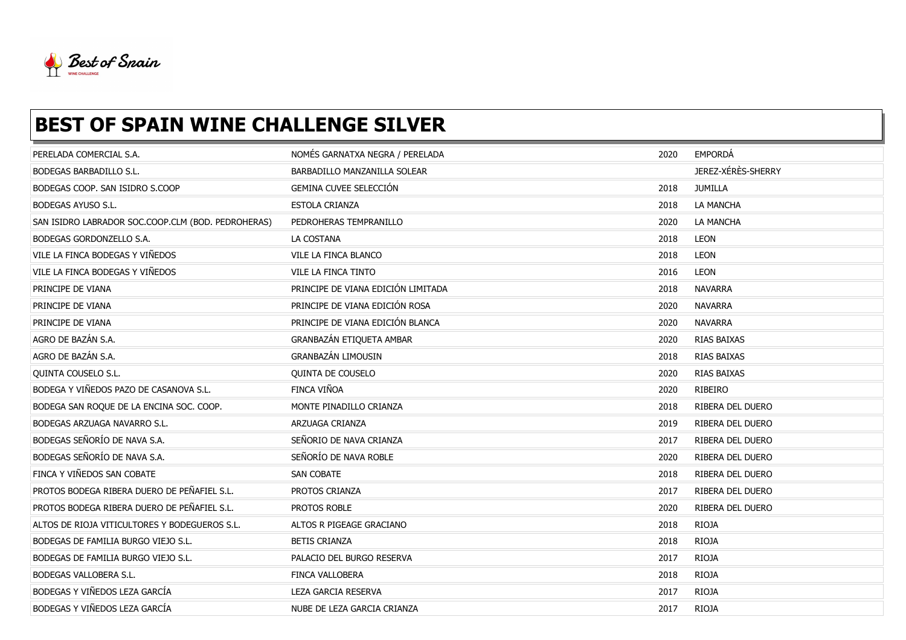# BEST OF SPAIN WINE CHALLENGE SILVER

| | | | |
|---|---|---|---|
| PERELADA COMERCIAL S.A. | NOMÉS GARNATXA NEGRA / PERELADA | 2020 | EMPORDÁ |
| BODEGAS BARBADILLO S.L. | BARBADILLO MANZANILLA SOLEAR | | JEREZ-XÉRÈS-SHERRY |
| BODEGAS COOP. SAN ISIDRO S.COOP | GEMINA CUVEE SELECCIÓN | 2018 | JUMILLA |
| BODEGAS AYUSO S.L. | ESTOLA CRIANZA | 2018 | LA MANCHA |
| SAN ISIDRO LABRADOR SOC.COOP.CLM (BOD. PEDROHERAS) | PEDROHERAS TEMPRANILLO | 2020 | LA MANCHA |
| BODEGAS GORDONZELLO S.A. | LA COSTANA | 2018 | LEON |
| VILE LA FINCA BODEGAS Y VIÑEDOS | VILE LA FINCA BLANCO | 2018 | LEON |
| VILE LA FINCA BODEGAS Y VIÑEDOS | VILE LA FINCA TINTO | 2016 | LEON |
| PRINCIPE DE VIANA | PRINCIPE DE VIANA EDICIÓN LIMITADA | 2018 | NAVARRA |
| PRINCIPE DE VIANA | PRINCIPE DE VIANA EDICIÓN ROSA | 2020 | NAVARRA |
| PRINCIPE DE VIANA | PRINCIPE DE VIANA EDICIÓN BLANCA | 2020 | NAVARRA |
| AGRO DE BAZÁN S.A. | GRANBAZÁN ETIQUETA AMBAR | 2020 | RIAS BAIXAS |
| AGRO DE BAZÁN S.A. | GRANBAZÁN LIMOUSIN | 2018 | RIAS BAIXAS |
| QUINTA COUSELO S.L. | QUINTA DE COUSELO | 2020 | RIAS BAIXAS |
| BODEGA Y VIÑEDOS PAZO DE CASANOVA S.L. | FINCA VIÑOA | 2020 | RIBEIRO |
| BODEGA SAN ROQUE DE LA ENCINA SOC. COOP. | MONTE PINADILLO CRIANZA | 2018 | RIBERA DEL DUERO |
| BODEGAS ARZUAGA NAVARRO S.L. | ARZUAGA CRIANZA | 2019 | RIBERA DEL DUERO |
| BODEGAS SEÑORÍO DE NAVA S.A. | SEÑORIO DE NAVA CRIANZA | 2017 | RIBERA DEL DUERO |
| BODEGAS SEÑORÍO DE NAVA S.A. | SEÑORÍO DE NAVA ROBLE | 2020 | RIBERA DEL DUERO |
| FINCA Y VIÑEDOS SAN COBATE | SAN COBATE | 2018 | RIBERA DEL DUERO |
| PROTOS BODEGA RIBERA DUERO DE PEÑAFIEL S.L. | PROTOS CRIANZA | 2017 | RIBERA DEL DUERO |
| PROTOS BODEGA RIBERA DUERO DE PEÑAFIEL S.L. | PROTOS ROBLE | 2020 | RIBERA DEL DUERO |
| ALTOS DE RIOJA VITICULTORES Y BODEGUEROS S.L. | ALTOS R PIGEAGE GRACIANO | 2018 | RIOJA |
| BODEGAS DE FAMILIA BURGO VIEJO S.L. | BETIS CRIANZA | 2018 | RIOJA |
| BODEGAS DE FAMILIA BURGO VIEJO S.L. | PALACIO DEL BURGO RESERVA | 2017 | RIOJA |
| BODEGAS VALLOBERA S.L. | FINCA VALLOBERA | 2018 | RIOJA |
| BODEGAS Y VIÑEDOS LEZA GARCÍA | LEZA GARCIA RESERVA | 2017 | RIOJA |
| BODEGAS Y VIÑEDOS LEZA GARCÍA | NUBE DE LEZA GARCIA CRIANZA | 2017 | RIOJA |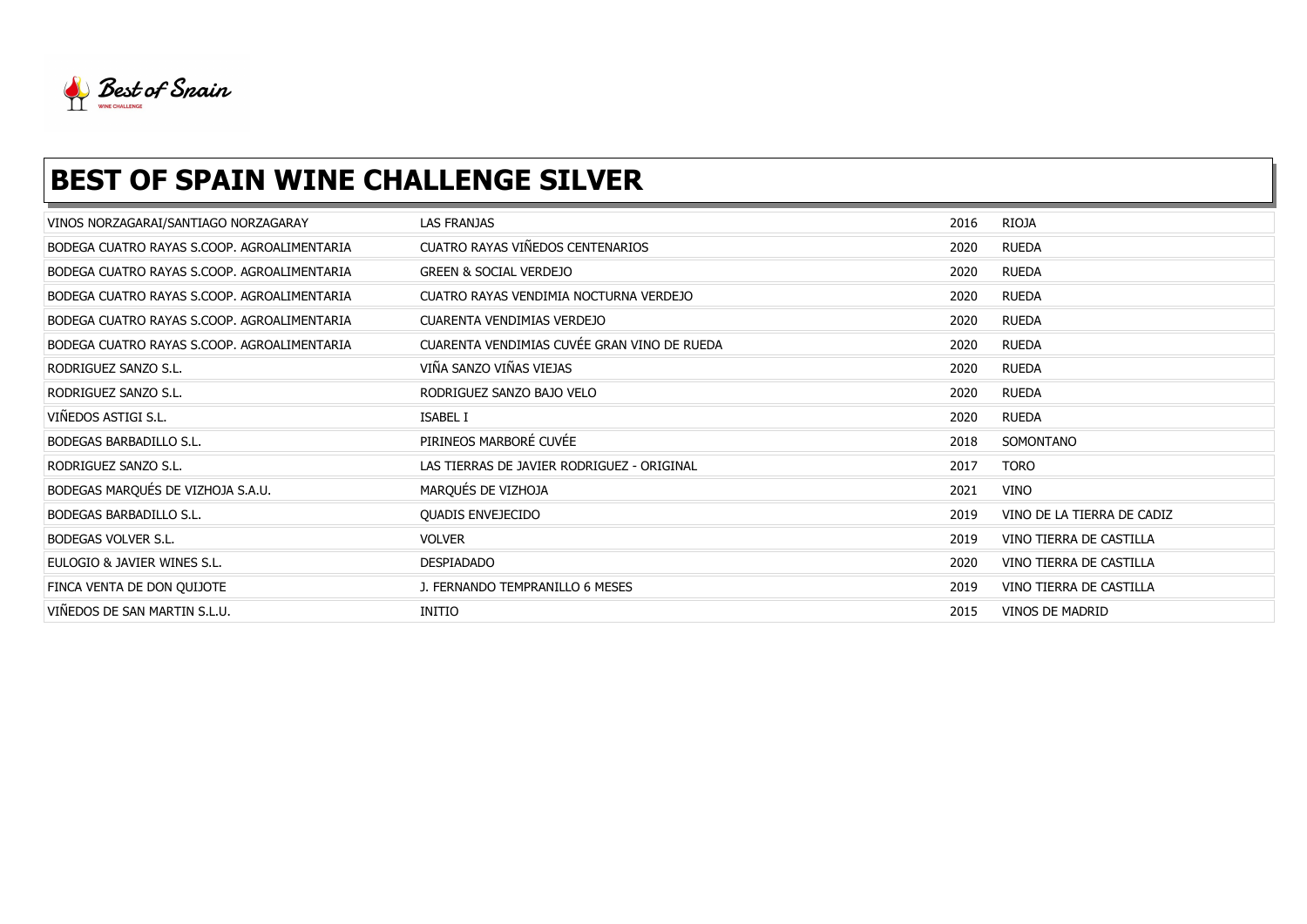# BEST OF SPAIN WINE CHALLENGE SILVER

| | | | |
|---|---|---|---|
| VINOS NORZAGARAI/SANTIAGO NORZAGARAY | LAS FRANJAS | 2016 | RIOJA |
| BODEGA CUATRO RAYAS S.COOP. AGROALIMENTARIA | CUATRO RAYAS VIÑEDOS CENTENARIOS | 2020 | RUEDA |
| BODEGA CUATRO RAYAS S.COOP. AGROALIMENTARIA | GREEN & SOCIAL VERDEJO | 2020 | RUEDA |
| BODEGA CUATRO RAYAS S.COOP. AGROALIMENTARIA | CUATRO RAYAS VENDIMIA NOCTURNA VERDEJO | 2020 | RUEDA |
| BODEGA CUATRO RAYAS S.COOP. AGROALIMENTARIA | CUARENTA VENDIMIAS VERDEJO | 2020 | RUEDA |
| BODEGA CUATRO RAYAS S.COOP. AGROALIMENTARIA | CUARENTA VENDIMIAS CUVÉE GRAN VINO DE RUEDA | 2020 | RUEDA |
| RODRIGUEZ SANZO S.L. | VIÑA SANZO VIÑAS VIEJAS | 2020 | RUEDA |
| RODRIGUEZ SANZO S.L. | RODRIGUEZ SANZO BAJO VELO | 2020 | RUEDA |
| VIÑEDOS ASTIGI S.L. | ISABEL I | 2020 | RUEDA |
| BODEGAS BARBADILLO S.L. | PIRINEOS MARBORÉ CUVÉE | 2018 | SOMONTANO |
| RODRIGUEZ SANZO S.L. | LAS TIERRAS DE JAVIER RODRIGUEZ - ORIGINAL | 2017 | TORO |
| BODEGAS MARQUÉS DE VIZHOJA S.A.U. | MARQUÉS DE VIZHOJA | 2021 | VINO |
| BODEGAS BARBADILLO S.L. | QUADIS ENVEJECIDO | 2019 | VINO DE LA TIERRA DE CADIZ |
| BODEGAS VOLVER S.L. | VOLVER | 2019 | VINO TIERRA DE CASTILLA |
| EULOGIO & JAVIER WINES S.L. | DESPIADADO | 2020 | VINO TIERRA DE CASTILLA |
| FINCA VENTA DE DON QUIJOTE | J. FERNANDO TEMPRANILLO 6 MESES | 2019 | VINO TIERRA DE CASTILLA |
| VIÑEDOS DE SAN MARTIN S.L.U. | INITIO | 2015 | VINOS DE MADRID |